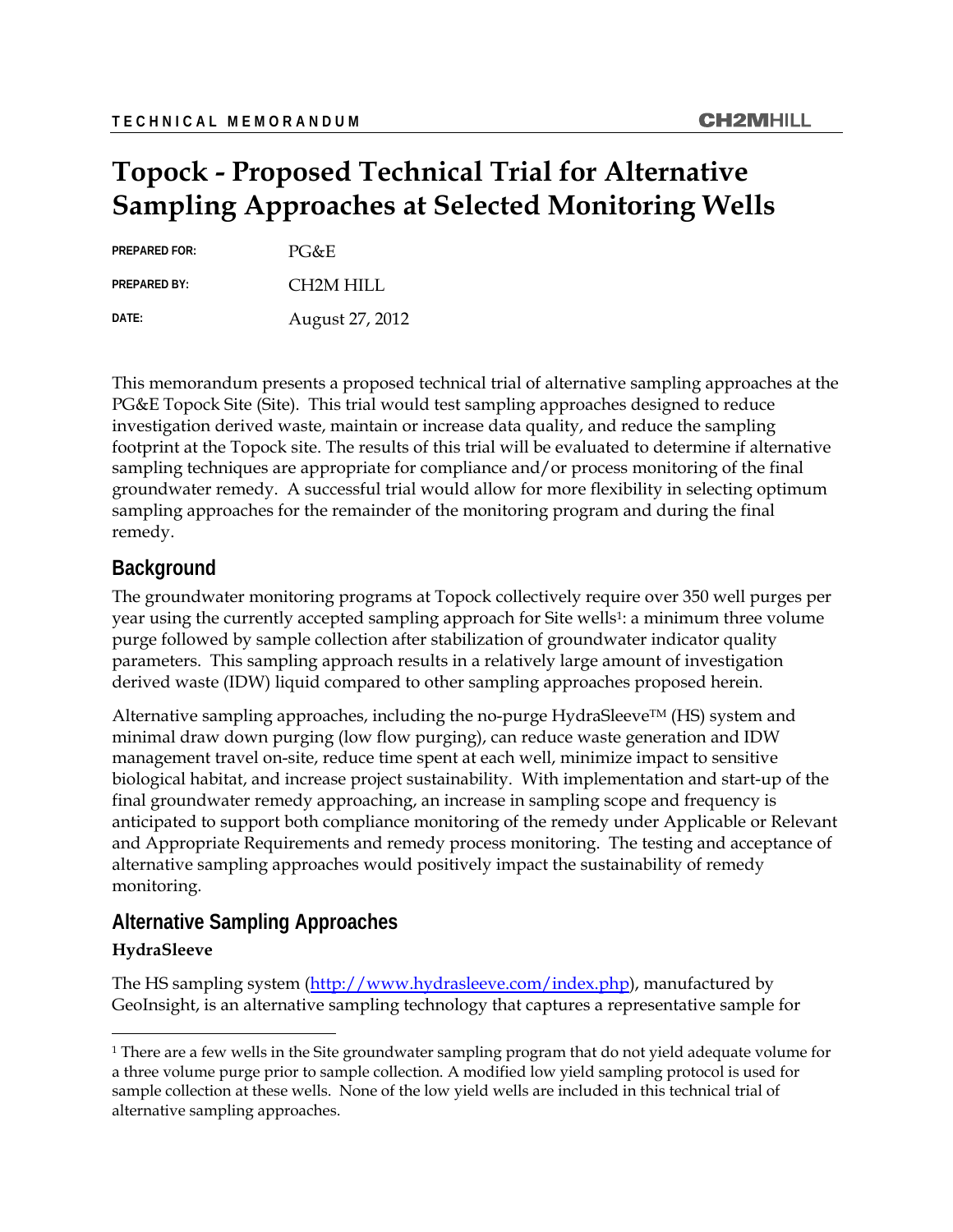TECHNICAL MEMORANDUM

CH2MHILL

# Topock - Proposed Technical Trial for Alternative Sampling Approaches at Selected Monitoring Wells

**PREPARED FOR:** PG&E

**PREPARED BY:** CH2M HILL

**DATE:** August 27, 2012

This memorandum presents a proposed technical trial of alternative sampling approaches at the PG&E Topock Site (Site). This trial would test sampling approaches designed to reduce investigation derived waste, maintain or increase data quality, and reduce the sampling footprint at the Topock site. The results of this trial will be evaluated to determine if alternative sampling techniques are appropriate for compliance and/or process monitoring of the final groundwater remedy. A successful trial would allow for more flexibility in selecting optimum sampling approaches for the remainder of the monitoring program and during the final remedy.

## Background

The groundwater monitoring programs at Topock collectively require over 350 well purges per year using the currently accepted sampling approach for Site wells[1]: a minimum three volume purge followed by sample collection after stabilization of groundwater indicator quality parameters. This sampling approach results in a relatively large amount of investigation derived waste (IDW) liquid compared to other sampling approaches proposed herein.

Alternative sampling approaches, including the no-purge HydraSleeve™ (HS) system and minimal draw down purging (low flow purging), can reduce waste generation and IDW management travel on-site, reduce time spent at each well, minimize impact to sensitive biological habitat, and increase project sustainability. With implementation and start-up of the final groundwater remedy approaching, an increase in sampling scope and frequency is anticipated to support both compliance monitoring of the remedy under Applicable or Relevant and Appropriate Requirements and remedy process monitoring. The testing and acceptance of alternative sampling approaches would positively impact the sustainability of remedy monitoring.

## Alternative Sampling Approaches

### HydraSleeve

The HS sampling system (http://www.hydrasleeve.com/index.php), manufactured by GeoInsight, is an alternative sampling technology that captures a representative sample for

[1] There are a few wells in the Site groundwater sampling program that do not yield adequate volume for a three volume purge prior to sample collection. A modified low yield sampling protocol is used for sample collection at these wells. None of the low yield wells are included in this technical trial of alternative sampling approaches.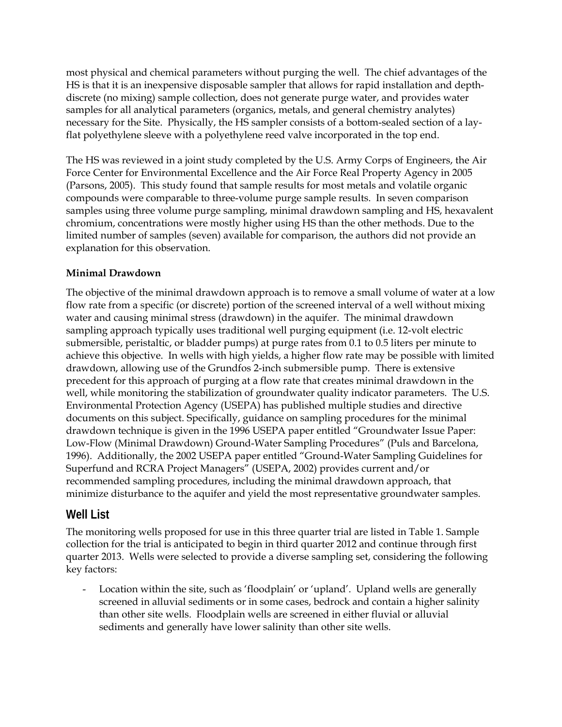most physical and chemical parameters without purging the well. The chief advantages of the HS is that it is an inexpensive disposable sampler that allows for rapid installation and depth-discrete (no mixing) sample collection, does not generate purge water, and provides water samples for all analytical parameters (organics, metals, and general chemistry analytes) necessary for the Site. Physically, the HS sampler consists of a bottom-sealed section of a lay-flat polyethylene sleeve with a polyethylene reed valve incorporated in the top end.

The HS was reviewed in a joint study completed by the U.S. Army Corps of Engineers, the Air Force Center for Environmental Excellence and the Air Force Real Property Agency in 2005 (Parsons, 2005). This study found that sample results for most metals and volatile organic compounds were comparable to three-volume purge sample results. In seven comparison samples using three volume purge sampling, minimal drawdown sampling and HS, hexavalent chromium, concentrations were mostly higher using HS than the other methods. Due to the limited number of samples (seven) available for comparison, the authors did not provide an explanation for this observation.

**Minimal Drawdown**

The objective of the minimal drawdown approach is to remove a small volume of water at a low flow rate from a specific (or discrete) portion of the screened interval of a well without mixing water and causing minimal stress (drawdown) in the aquifer. The minimal drawdown sampling approach typically uses traditional well purging equipment (i.e. 12-volt electric submersible, peristaltic, or bladder pumps) at purge rates from 0.1 to 0.5 liters per minute to achieve this objective. In wells with high yields, a higher flow rate may be possible with limited drawdown, allowing use of the Grundfos 2-inch submersible pump. There is extensive precedent for this approach of purging at a flow rate that creates minimal drawdown in the well, while monitoring the stabilization of groundwater quality indicator parameters. The U.S. Environmental Protection Agency (USEPA) has published multiple studies and directive documents on this subject. Specifically, guidance on sampling procedures for the minimal drawdown technique is given in the 1996 USEPA paper entitled "Groundwater Issue Paper: Low-Flow (Minimal Drawdown) Ground-Water Sampling Procedures" (Puls and Barcelona, 1996). Additionally, the 2002 USEPA paper entitled "Ground-Water Sampling Guidelines for Superfund and RCRA Project Managers" (USEPA, 2002) provides current and/or recommended sampling procedures, including the minimal drawdown approach, that minimize disturbance to the aquifer and yield the most representative groundwater samples.

## Well List

The monitoring wells proposed for use in this three quarter trial are listed in Table 1. Sample collection for the trial is anticipated to begin in third quarter 2012 and continue through first quarter 2013. Wells were selected to provide a diverse sampling set, considering the following key factors:

- Location within the site, such as 'floodplain' or 'upland'. Upland wells are generally screened in alluvial sediments or in some cases, bedrock and contain a higher salinity than other site wells. Floodplain wells are screened in either fluvial or alluvial sediments and generally have lower salinity than other site wells.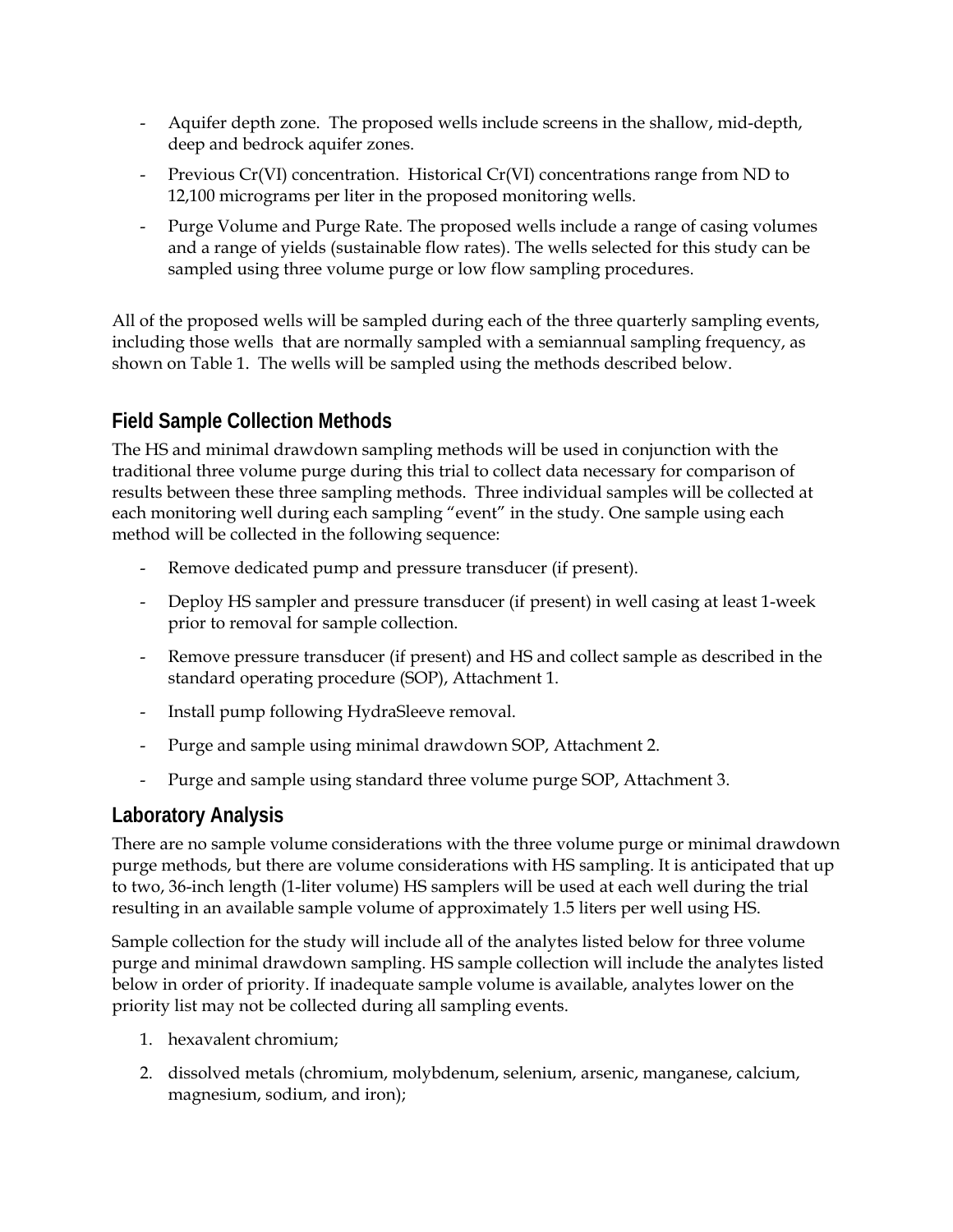- Aquifer depth zone. The proposed wells include screens in the shallow, mid-depth, deep and bedrock aquifer zones.
- Previous Cr(VI) concentration. Historical Cr(VI) concentrations range from ND to 12,100 micrograms per liter in the proposed monitoring wells.
- Purge Volume and Purge Rate. The proposed wells include a range of casing volumes and a range of yields (sustainable flow rates). The wells selected for this study can be sampled using three volume purge or low flow sampling procedures.

All of the proposed wells will be sampled during each of the three quarterly sampling events, including those wells that are normally sampled with a semiannual sampling frequency, as shown on Table 1. The wells will be sampled using the methods described below.

## Field Sample Collection Methods

The HS and minimal drawdown sampling methods will be used in conjunction with the traditional three volume purge during this trial to collect data necessary for comparison of results between these three sampling methods. Three individual samples will be collected at each monitoring well during each sampling "event" in the study. One sample using each method will be collected in the following sequence:

- Remove dedicated pump and pressure transducer (if present).
- Deploy HS sampler and pressure transducer (if present) in well casing at least 1-week prior to removal for sample collection.
- Remove pressure transducer (if present) and HS and collect sample as described in the standard operating procedure (SOP), Attachment 1.
- Install pump following HydraSleeve removal.
- Purge and sample using minimal drawdown SOP, Attachment 2.
- Purge and sample using standard three volume purge SOP, Attachment 3.

## Laboratory Analysis

There are no sample volume considerations with the three volume purge or minimal drawdown purge methods, but there are volume considerations with HS sampling. It is anticipated that up to two, 36-inch length (1-liter volume) HS samplers will be used at each well during the trial resulting in an available sample volume of approximately 1.5 liters per well using HS.

Sample collection for the study will include all of the analytes listed below for three volume purge and minimal drawdown sampling. HS sample collection will include the analytes listed below in order of priority. If inadequate sample volume is available, analytes lower on the priority list may not be collected during all sampling events.

1. hexavalent chromium;
2. dissolved metals (chromium, molybdenum, selenium, arsenic, manganese, calcium, magnesium, sodium, and iron);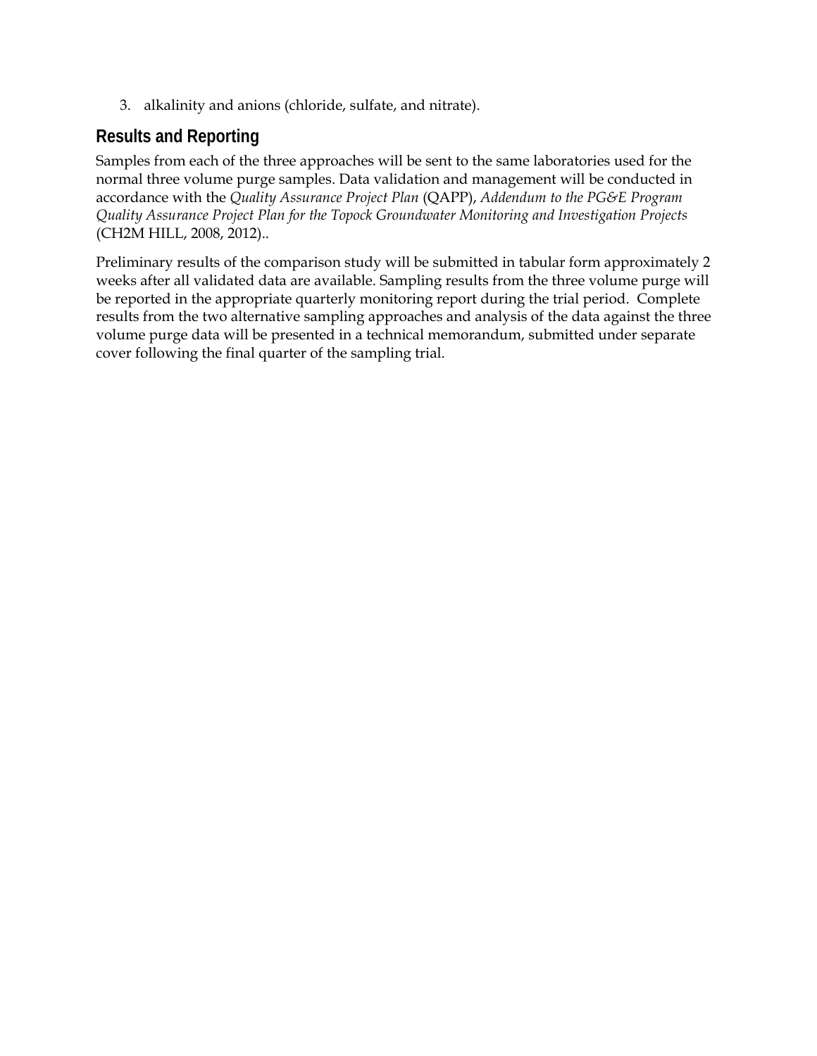3. alkalinity and anions (chloride, sulfate, and nitrate).

## Results and Reporting

Samples from each of the three approaches will be sent to the same laboratories used for the normal three volume purge samples. Data validation and management will be conducted in accordance with the *Quality Assurance Project Plan* (QAPP), *Addendum to the PG&E Program Quality Assurance Project Plan for the Topock Groundwater Monitoring and Investigation Projects* (CH2M HILL, 2008, 2012)..

Preliminary results of the comparison study will be submitted in tabular form approximately 2 weeks after all validated data are available. Sampling results from the three volume purge will be reported in the appropriate quarterly monitoring report during the trial period. Complete results from the two alternative sampling approaches and analysis of the data against the three volume purge data will be presented in a technical memorandum, submitted under separate cover following the final quarter of the sampling trial.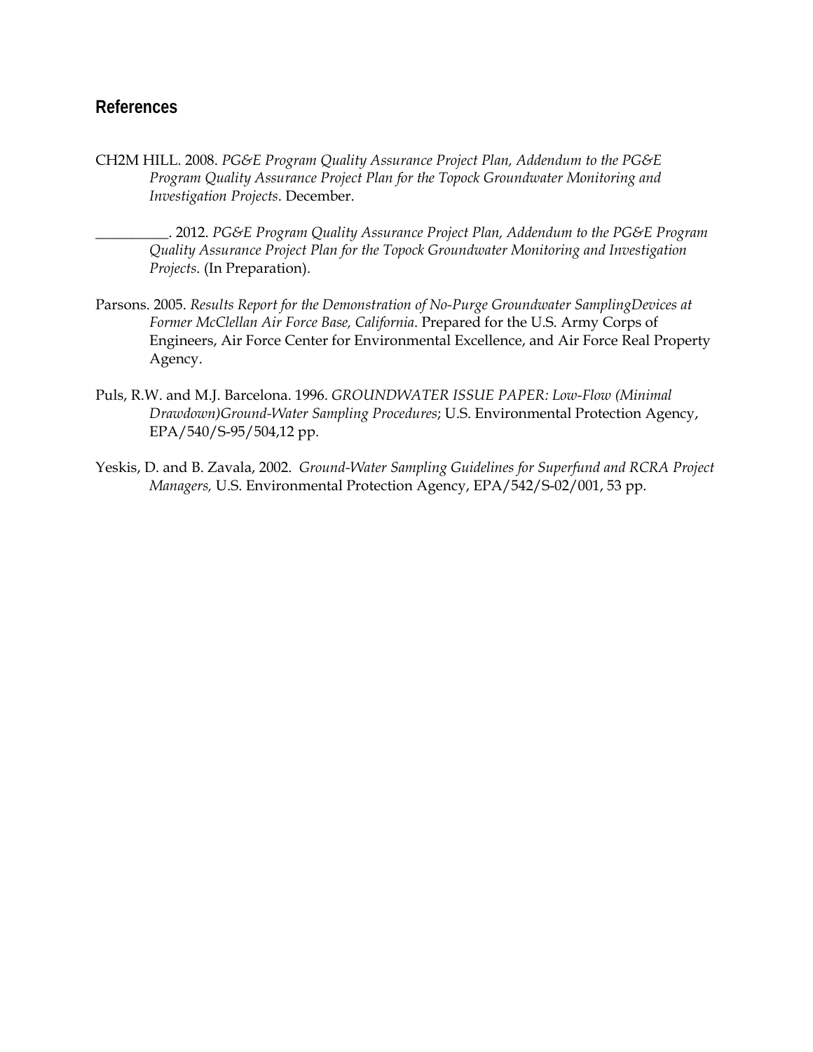## References

CH2M HILL. 2008. *PG&E Program Quality Assurance Project Plan, Addendum to the PG&E Program Quality Assurance Project Plan for the Topock Groundwater Monitoring and Investigation Projects*. December.

__________. 2012. *PG&E Program Quality Assurance Project Plan, Addendum to the PG&E Program Quality Assurance Project Plan for the Topock Groundwater Monitoring and Investigation Projects*. (In Preparation).

Parsons. 2005. *Results Report for the Demonstration of No-Purge Groundwater SamplingDevices at Former McClellan Air Force Base, California*. Prepared for the U.S. Army Corps of Engineers, Air Force Center for Environmental Excellence, and Air Force Real Property Agency.

Puls, R.W. and M.J. Barcelona. 1996. *GROUNDWATER ISSUE PAPER: Low-Flow (Minimal Drawdown)Ground-Water Sampling Procedures*; U.S. Environmental Protection Agency, EPA/540/S-95/504,12 pp.

Yeskis, D. and B. Zavala, 2002. *Ground-Water Sampling Guidelines for Superfund and RCRA Project Managers,* U.S. Environmental Protection Agency, EPA/542/S-02/001, 53 pp.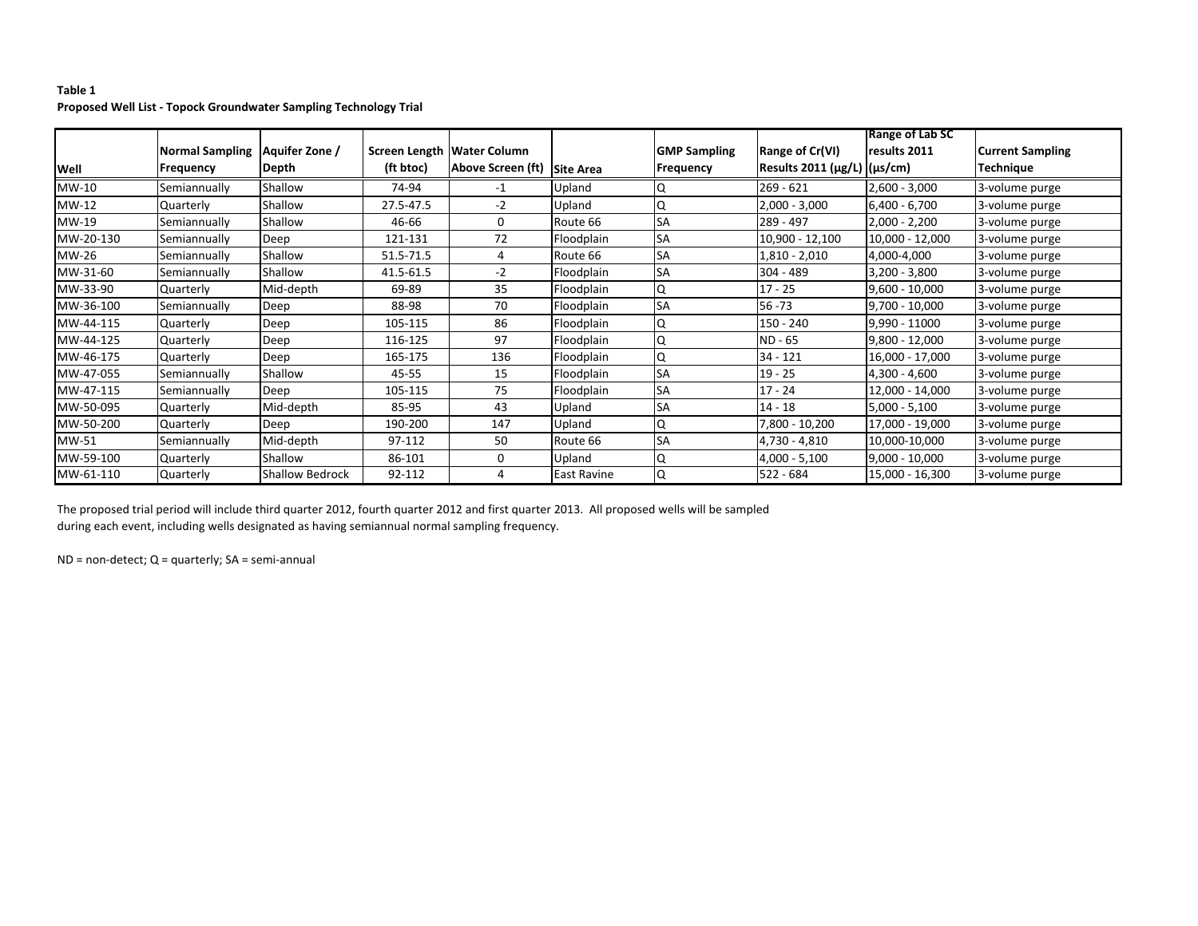**Table 1**

**Proposed Well List - Topock Groundwater Sampling Technology Trial**

| Well | Normal Sampling Frequency | Aquifer Zone / Depth | Screen Length (ft btoc) | Water Column Above Screen (ft) | Site Area | GMP Sampling Frequency | Range of Cr(VI) Results 2011 (µg/L) | Range of Lab SC results 2011 (µs/cm) | Current Sampling Technique |
|---|---|---|---|---|---|---|---|---|---|
| MW-10 | Semiannually | Shallow | 74-94 | -1 | Upland | Q | 269 - 621 | 2,600 - 3,000 | 3-volume purge |
| MW-12 | Quarterly | Shallow | 27.5-47.5 | -2 | Upland | Q | 2,000 - 3,000 | 6,400 - 6,700 | 3-volume purge |
| MW-19 | Semiannually | Shallow | 46-66 | 0 | Route 66 | SA | 289 - 497 | 2,000 - 2,200 | 3-volume purge |
| MW-20-130 | Semiannually | Deep | 121-131 | 72 | Floodplain | SA | 10,900 - 12,100 | 10,000 - 12,000 | 3-volume purge |
| MW-26 | Semiannually | Shallow | 51.5-71.5 | 4 | Route 66 | SA | 1,810 - 2,010 | 4,000-4,000 | 3-volume purge |
| MW-31-60 | Semiannually | Shallow | 41.5-61.5 | -2 | Floodplain | SA | 304 - 489 | 3,200 - 3,800 | 3-volume purge |
| MW-33-90 | Quarterly | Mid-depth | 69-89 | 35 | Floodplain | Q | 17 - 25 | 9,600 - 10,000 | 3-volume purge |
| MW-36-100 | Semiannually | Deep | 88-98 | 70 | Floodplain | SA | 56 -73 | 9,700 - 10,000 | 3-volume purge |
| MW-44-115 | Quarterly | Deep | 105-115 | 86 | Floodplain | Q | 150 - 240 | 9,990 - 11000 | 3-volume purge |
| MW-44-125 | Quarterly | Deep | 116-125 | 97 | Floodplain | Q | ND - 65 | 9,800 - 12,000 | 3-volume purge |
| MW-46-175 | Quarterly | Deep | 165-175 | 136 | Floodplain | Q | 34 - 121 | 16,000 - 17,000 | 3-volume purge |
| MW-47-055 | Semiannually | Shallow | 45-55 | 15 | Floodplain | SA | 19 - 25 | 4,300 - 4,600 | 3-volume purge |
| MW-47-115 | Semiannually | Deep | 105-115 | 75 | Floodplain | SA | 17 - 24 | 12,000 - 14,000 | 3-volume purge |
| MW-50-095 | Quarterly | Mid-depth | 85-95 | 43 | Upland | SA | 14 - 18 | 5,000 - 5,100 | 3-volume purge |
| MW-50-200 | Quarterly | Deep | 190-200 | 147 | Upland | Q | 7,800 - 10,200 | 17,000 - 19,000 | 3-volume purge |
| MW-51 | Semiannually | Mid-depth | 97-112 | 50 | Route 66 | SA | 4,730 - 4,810 | 10,000-10,000 | 3-volume purge |
| MW-59-100 | Quarterly | Shallow | 86-101 | 0 | Upland | Q | 4,000 - 5,100 | 9,000 - 10,000 | 3-volume purge |
| MW-61-110 | Quarterly | Shallow Bedrock | 92-112 | 4 | East Ravine | Q | 522 - 684 | 15,000 - 16,300 | 3-volume purge |

The proposed trial period will include third quarter 2012, fourth quarter 2012 and first quarter 2013. All proposed wells will be sampled during each event, including wells designated as having semiannual normal sampling frequency.

ND = non-detect; Q = quarterly; SA = semi-annual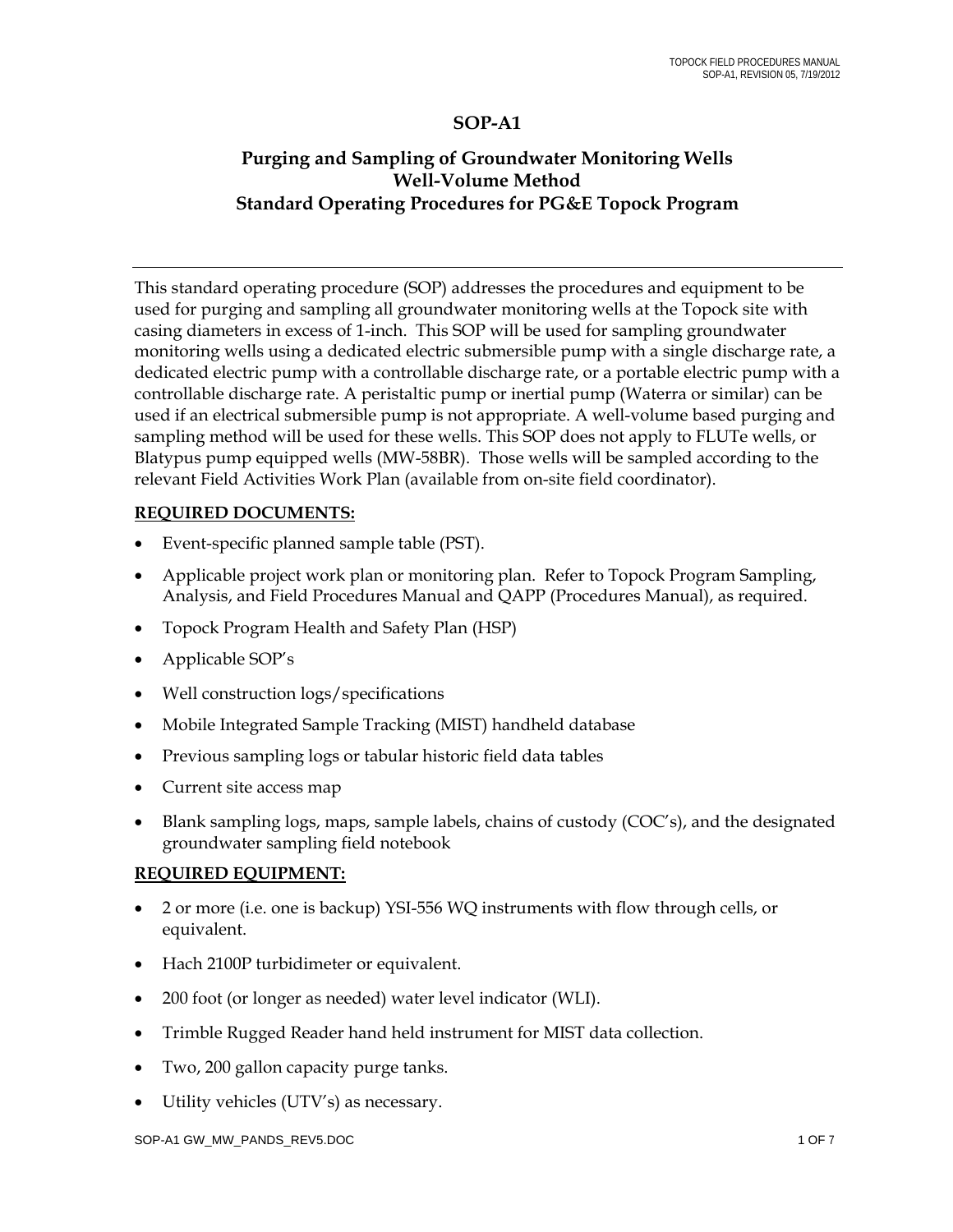# SOP-A1

## Purging and Sampling of Groundwater Monitoring Wells Well-Volume Method Standard Operating Procedures for PG&E Topock Program

This standard operating procedure (SOP) addresses the procedures and equipment to be used for purging and sampling all groundwater monitoring wells at the Topock site with casing diameters in excess of 1-inch. This SOP will be used for sampling groundwater monitoring wells using a dedicated electric submersible pump with a single discharge rate, a dedicated electric pump with a controllable discharge rate, or a portable electric pump with a controllable discharge rate. A peristaltic pump or inertial pump (Waterra or similar) can be used if an electrical submersible pump is not appropriate. A well-volume based purging and sampling method will be used for these wells. This SOP does not apply to FLUTe wells, or Blatypus pump equipped wells (MW-58BR). Those wells will be sampled according to the relevant Field Activities Work Plan (available from on-site field coordinator).

**REQUIRED DOCUMENTS:**

- Event-specific planned sample table (PST).
- Applicable project work plan or monitoring plan. Refer to Topock Program Sampling, Analysis, and Field Procedures Manual and QAPP (Procedures Manual), as required.
- Topock Program Health and Safety Plan (HSP)
- Applicable SOP's
- Well construction logs/specifications
- Mobile Integrated Sample Tracking (MIST) handheld database
- Previous sampling logs or tabular historic field data tables
- Current site access map
- Blank sampling logs, maps, sample labels, chains of custody (COC's), and the designated groundwater sampling field notebook

**REQUIRED EQUIPMENT:**

- 2 or more (i.e. one is backup) YSI-556 WQ instruments with flow through cells, or equivalent.
- Hach 2100P turbidimeter or equivalent.
- 200 foot (or longer as needed) water level indicator (WLI).
- Trimble Rugged Reader hand held instrument for MIST data collection.
- Two, 200 gallon capacity purge tanks.
- Utility vehicles (UTV's) as necessary.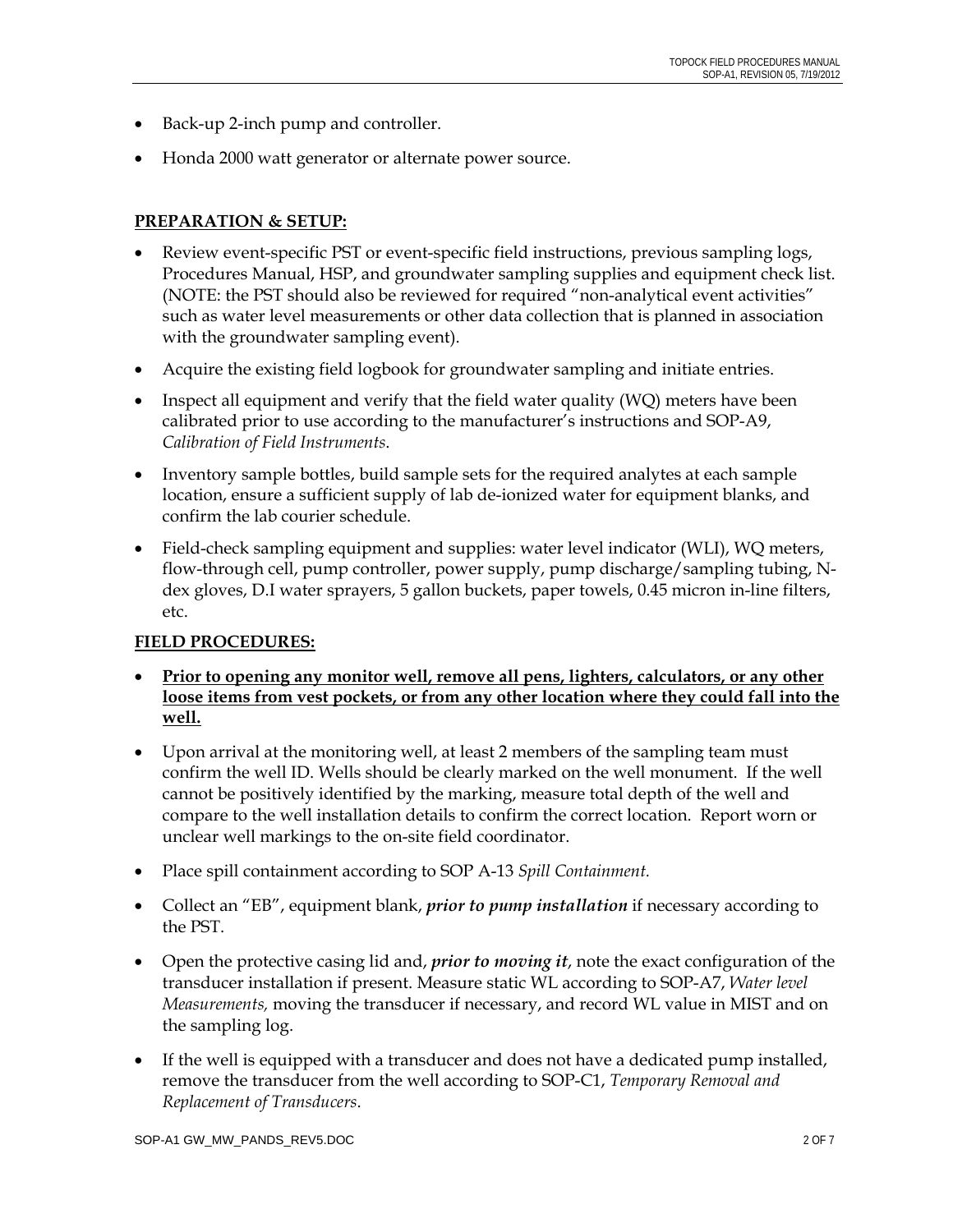- Back-up 2-inch pump and controller.
- Honda 2000 watt generator or alternate power source.

**PREPARATION & SETUP:**

- Review event-specific PST or event-specific field instructions, previous sampling logs, Procedures Manual, HSP, and groundwater sampling supplies and equipment check list. (NOTE: the PST should also be reviewed for required "non-analytical event activities" such as water level measurements or other data collection that is planned in association with the groundwater sampling event).
- Acquire the existing field logbook for groundwater sampling and initiate entries.
- Inspect all equipment and verify that the field water quality (WQ) meters have been calibrated prior to use according to the manufacturer's instructions and SOP-A9, *Calibration of Field Instruments*.
- Inventory sample bottles, build sample sets for the required analytes at each sample location, ensure a sufficient supply of lab de-ionized water for equipment blanks, and confirm the lab courier schedule.
- Field-check sampling equipment and supplies: water level indicator (WLI), WQ meters, flow-through cell, pump controller, power supply, pump discharge/sampling tubing, N-dex gloves, D.I water sprayers, 5 gallon buckets, paper towels, 0.45 micron in-line filters, etc.

**FIELD PROCEDURES:**

- **Prior to opening any monitor well, remove all pens, lighters, calculators, or any other loose items from vest pockets, or from any other location where they could fall into the well.**
- Upon arrival at the monitoring well, at least 2 members of the sampling team must confirm the well ID. Wells should be clearly marked on the well monument. If the well cannot be positively identified by the marking, measure total depth of the well and compare to the well installation details to confirm the correct location. Report worn or unclear well markings to the on-site field coordinator.
- Place spill containment according to SOP A-13 *Spill Containment.*
- Collect an "EB", equipment blank, ***prior to pump installation*** if necessary according to the PST.
- Open the protective casing lid and, ***prior to moving it***, note the exact configuration of the transducer installation if present. Measure static WL according to SOP-A7, *Water level Measurements,* moving the transducer if necessary, and record WL value in MIST and on the sampling log.
- If the well is equipped with a transducer and does not have a dedicated pump installed, remove the transducer from the well according to SOP-C1, *Temporary Removal and Replacement of Transducers*.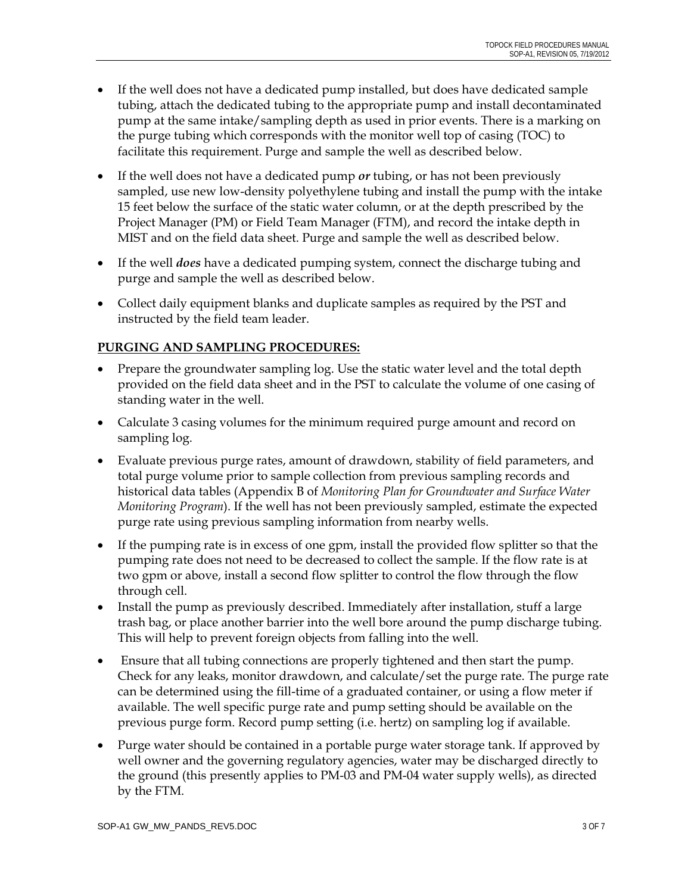- If the well does not have a dedicated pump installed, but does have dedicated sample tubing, attach the dedicated tubing to the appropriate pump and install decontaminated pump at the same intake/sampling depth as used in prior events. There is a marking on the purge tubing which corresponds with the monitor well top of casing (TOC) to facilitate this requirement. Purge and sample the well as described below.
- If the well does not have a dedicated pump ***or*** tubing, or has not been previously sampled, use new low-density polyethylene tubing and install the pump with the intake 15 feet below the surface of the static water column, or at the depth prescribed by the Project Manager (PM) or Field Team Manager (FTM), and record the intake depth in MIST and on the field data sheet. Purge and sample the well as described below.
- If the well ***does*** have a dedicated pumping system, connect the discharge tubing and purge and sample the well as described below.
- Collect daily equipment blanks and duplicate samples as required by the PST and instructed by the field team leader.

**PURGING AND SAMPLING PROCEDURES:**

- Prepare the groundwater sampling log. Use the static water level and the total depth provided on the field data sheet and in the PST to calculate the volume of one casing of standing water in the well.
- Calculate 3 casing volumes for the minimum required purge amount and record on sampling log.
- Evaluate previous purge rates, amount of drawdown, stability of field parameters, and total purge volume prior to sample collection from previous sampling records and historical data tables (Appendix B of *Monitoring Plan for Groundwater and Surface Water Monitoring Program*). If the well has not been previously sampled, estimate the expected purge rate using previous sampling information from nearby wells.
- If the pumping rate is in excess of one gpm, install the provided flow splitter so that the pumping rate does not need to be decreased to collect the sample. If the flow rate is at two gpm or above, install a second flow splitter to control the flow through the flow through cell.
- Install the pump as previously described. Immediately after installation, stuff a large trash bag, or place another barrier into the well bore around the pump discharge tubing. This will help to prevent foreign objects from falling into the well.
- Ensure that all tubing connections are properly tightened and then start the pump. Check for any leaks, monitor drawdown, and calculate/set the purge rate. The purge rate can be determined using the fill-time of a graduated container, or using a flow meter if available. The well specific purge rate and pump setting should be available on the previous purge form. Record pump setting (i.e. hertz) on sampling log if available.
- Purge water should be contained in a portable purge water storage tank. If approved by well owner and the governing regulatory agencies, water may be discharged directly to the ground (this presently applies to PM-03 and PM-04 water supply wells), as directed by the FTM.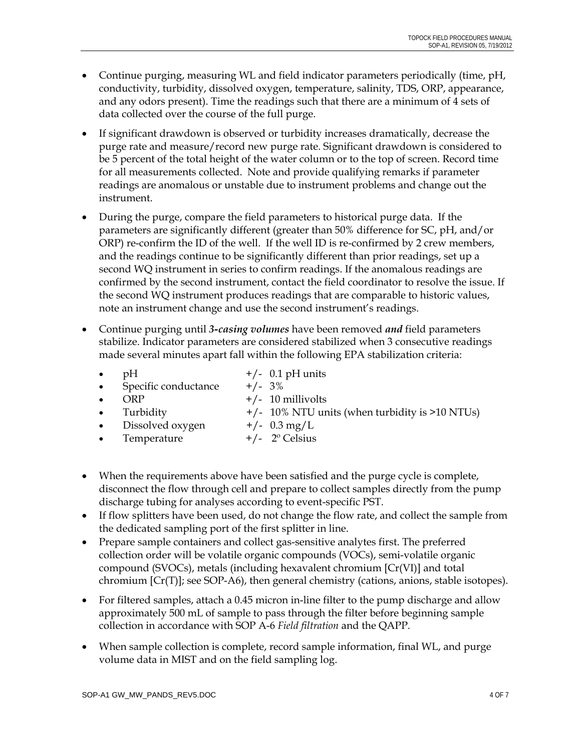- Continue purging, measuring WL and field indicator parameters periodically (time, pH, conductivity, turbidity, dissolved oxygen, temperature, salinity, TDS, ORP, appearance, and any odors present). Time the readings such that there are a minimum of 4 sets of data collected over the course of the full purge.

- If significant drawdown is observed or turbidity increases dramatically, decrease the purge rate and measure/record new purge rate. Significant drawdown is considered to be 5 percent of the total height of the water column or to the top of screen. Record time for all measurements collected. Note and provide qualifying remarks if parameter readings are anomalous or unstable due to instrument problems and change out the instrument.

- During the purge, compare the field parameters to historical purge data. If the parameters are significantly different (greater than 50% difference for SC, pH, and/or ORP) re-confirm the ID of the well. If the well ID is re-confirmed by 2 crew members, and the readings continue to be significantly different than prior readings, set up a second WQ instrument in series to confirm readings. If the anomalous readings are confirmed by the second instrument, contact the field coordinator to resolve the issue. If the second WQ instrument produces readings that are comparable to historic values, note an instrument change and use the second instrument's readings.

- Continue purging until ***3-casing volumes*** have been removed ***and*** field parameters stabilize. Indicator parameters are considered stabilized when 3 consecutive readings made several minutes apart fall within the following EPA stabilization criteria:
  - pH +/- 0.1 pH units
  - Specific conductance +/- 3%
  - ORP +/- 10 millivolts
  - Turbidity +/- 10% NTU units (when turbidity is >10 NTUs)
  - Dissolved oxygen +/- 0.3 mg/L
  - Temperature +/- 2° Celsius

- When the requirements above have been satisfied and the purge cycle is complete, disconnect the flow through cell and prepare to collect samples directly from the pump discharge tubing for analyses according to event-specific PST.
- If flow splitters have been used, do not change the flow rate, and collect the sample from the dedicated sampling port of the first splitter in line.
- Prepare sample containers and collect gas-sensitive analytes first. The preferred collection order will be volatile organic compounds (VOCs), semi-volatile organic compound (SVOCs), metals (including hexavalent chromium [Cr(VI)] and total chromium [Cr(T)]; see SOP-A6), then general chemistry (cations, anions, stable isotopes).

- For filtered samples, attach a 0.45 micron in-line filter to the pump discharge and allow approximately 500 mL of sample to pass through the filter before beginning sample collection in accordance with SOP A-6 *Field filtration* and the QAPP.

- When sample collection is complete, record sample information, final WL, and purge volume data in MIST and on the field sampling log.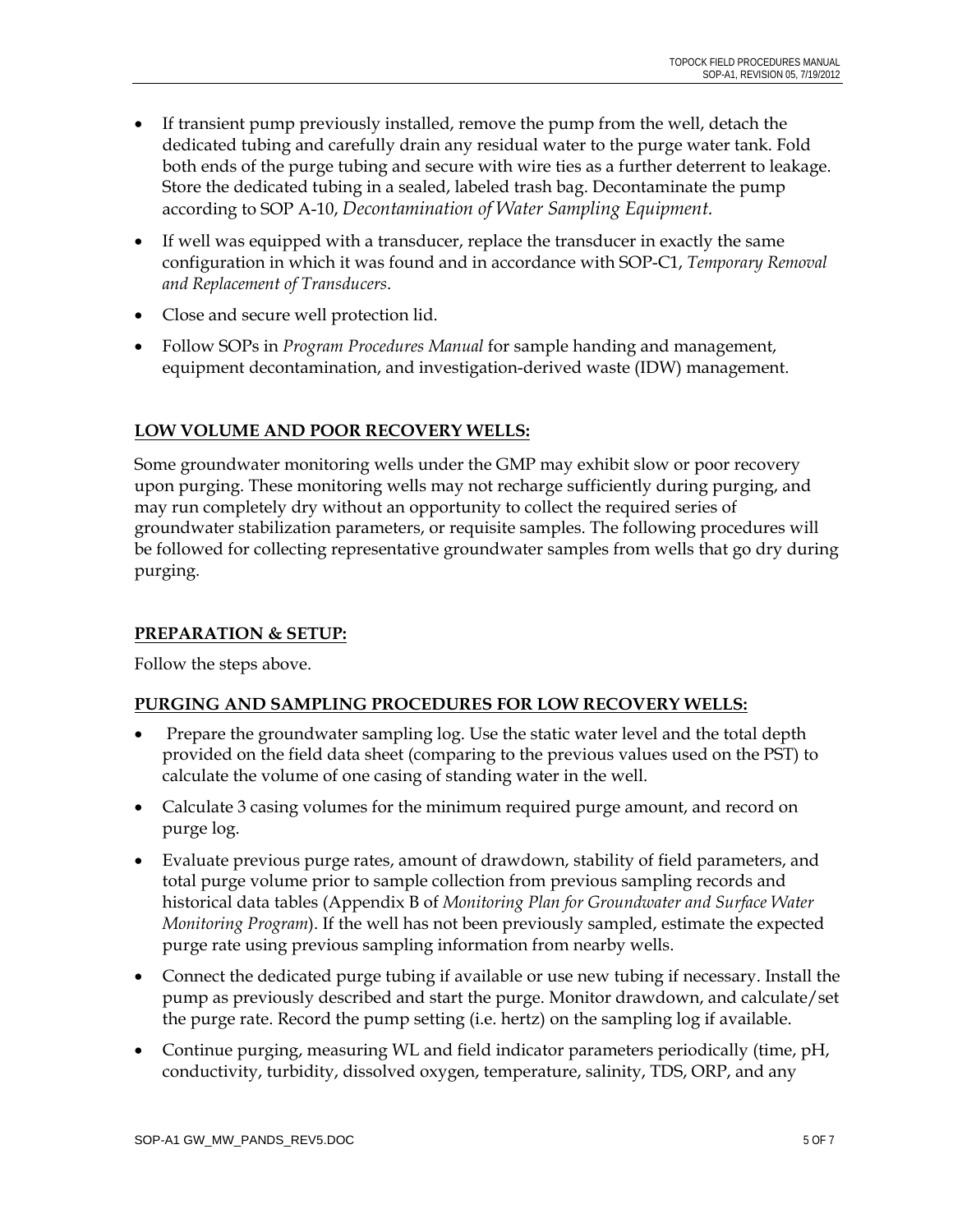- If transient pump previously installed, remove the pump from the well, detach the dedicated tubing and carefully drain any residual water to the purge water tank. Fold both ends of the purge tubing and secure with wire ties as a further deterrent to leakage. Store the dedicated tubing in a sealed, labeled trash bag. Decontaminate the pump according to SOP A-10, *Decontamination of Water Sampling Equipment.*
- If well was equipped with a transducer, replace the transducer in exactly the same configuration in which it was found and in accordance with SOP-C1, *Temporary Removal and Replacement of Transducers*.
- Close and secure well protection lid.
- Follow SOPs in *Program Procedures Manual* for sample handing and management, equipment decontamination, and investigation-derived waste (IDW) management.

**LOW VOLUME AND POOR RECOVERY WELLS:**

Some groundwater monitoring wells under the GMP may exhibit slow or poor recovery upon purging. These monitoring wells may not recharge sufficiently during purging, and may run completely dry without an opportunity to collect the required series of groundwater stabilization parameters, or requisite samples. The following procedures will be followed for collecting representative groundwater samples from wells that go dry during purging.

**PREPARATION & SETUP:**

Follow the steps above.

**PURGING AND SAMPLING PROCEDURES FOR LOW RECOVERY WELLS:**

- Prepare the groundwater sampling log. Use the static water level and the total depth provided on the field data sheet (comparing to the previous values used on the PST) to calculate the volume of one casing of standing water in the well.
- Calculate 3 casing volumes for the minimum required purge amount, and record on purge log.
- Evaluate previous purge rates, amount of drawdown, stability of field parameters, and total purge volume prior to sample collection from previous sampling records and historical data tables (Appendix B of *Monitoring Plan for Groundwater and Surface Water Monitoring Program*). If the well has not been previously sampled, estimate the expected purge rate using previous sampling information from nearby wells.
- Connect the dedicated purge tubing if available or use new tubing if necessary. Install the pump as previously described and start the purge. Monitor drawdown, and calculate/set the purge rate. Record the pump setting (i.e. hertz) on the sampling log if available.
- Continue purging, measuring WL and field indicator parameters periodically (time, pH, conductivity, turbidity, dissolved oxygen, temperature, salinity, TDS, ORP, and any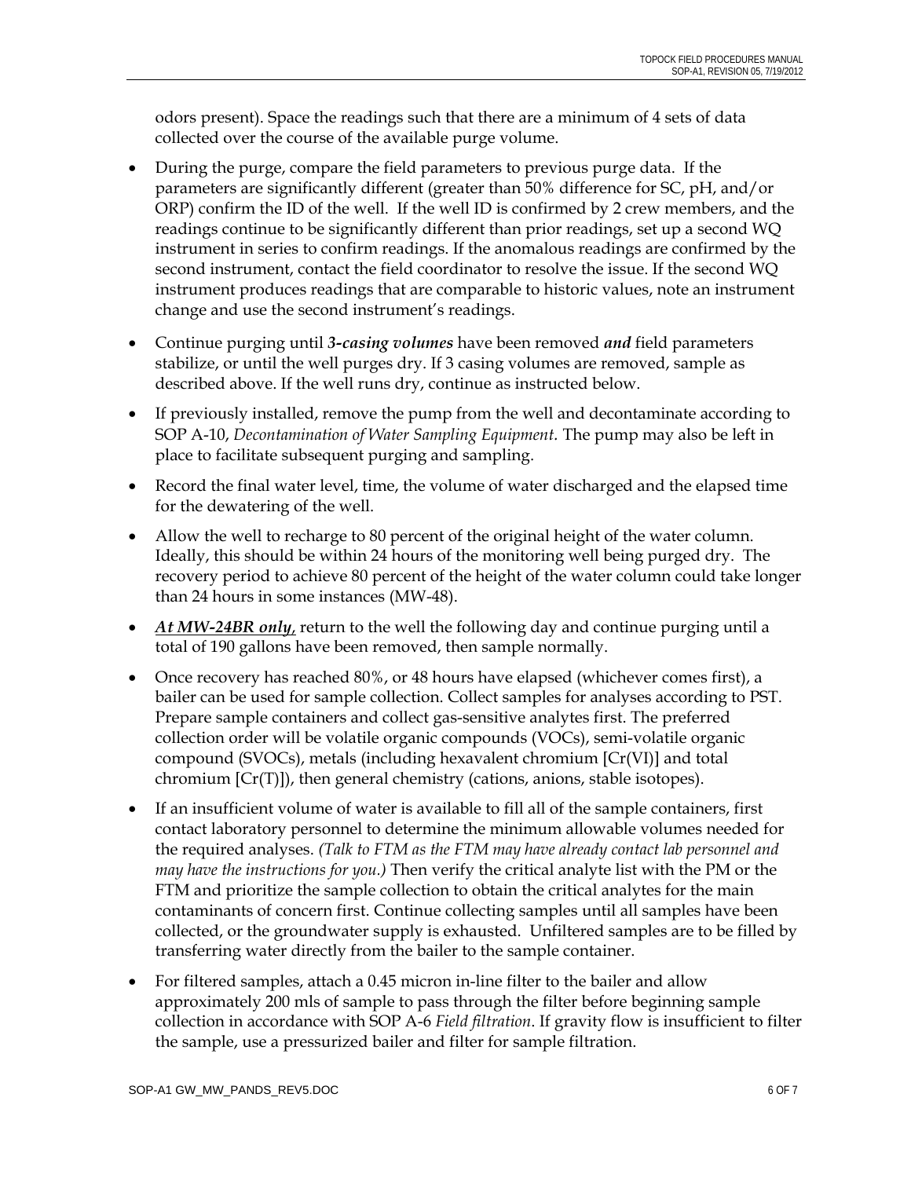odors present). Space the readings such that there are a minimum of 4 sets of data collected over the course of the available purge volume.

- During the purge, compare the field parameters to previous purge data. If the parameters are significantly different (greater than 50% difference for SC, pH, and/or ORP) confirm the ID of the well. If the well ID is confirmed by 2 crew members, and the readings continue to be significantly different than prior readings, set up a second WQ instrument in series to confirm readings. If the anomalous readings are confirmed by the second instrument, contact the field coordinator to resolve the issue. If the second WQ instrument produces readings that are comparable to historic values, note an instrument change and use the second instrument's readings.
- Continue purging until ***3-casing volumes*** have been removed ***and*** field parameters stabilize, or until the well purges dry. If 3 casing volumes are removed, sample as described above. If the well runs dry, continue as instructed below.
- If previously installed, remove the pump from the well and decontaminate according to SOP A-10, *Decontamination of Water Sampling Equipment*. The pump may also be left in place to facilitate subsequent purging and sampling.
- Record the final water level, time, the volume of water discharged and the elapsed time for the dewatering of the well.
- Allow the well to recharge to 80 percent of the original height of the water column. Ideally, this should be within 24 hours of the monitoring well being purged dry. The recovery period to achieve 80 percent of the height of the water column could take longer than 24 hours in some instances (MW-48).
- ***<u>At MW-24BR only</u>***, return to the well the following day and continue purging until a total of 190 gallons have been removed, then sample normally.
- Once recovery has reached 80%, or 48 hours have elapsed (whichever comes first), a bailer can be used for sample collection. Collect samples for analyses according to PST. Prepare sample containers and collect gas-sensitive analytes first. The preferred collection order will be volatile organic compounds (VOCs), semi-volatile organic compound (SVOCs), metals (including hexavalent chromium [Cr(VI)] and total chromium [Cr(T)]), then general chemistry (cations, anions, stable isotopes).
- If an insufficient volume of water is available to fill all of the sample containers, first contact laboratory personnel to determine the minimum allowable volumes needed for the required analyses. *(Talk to FTM as the FTM may have already contact lab personnel and may have the instructions for you.)* Then verify the critical analyte list with the PM or the FTM and prioritize the sample collection to obtain the critical analytes for the main contaminants of concern first. Continue collecting samples until all samples have been collected, or the groundwater supply is exhausted. Unfiltered samples are to be filled by transferring water directly from the bailer to the sample container.
- For filtered samples, attach a 0.45 micron in-line filter to the bailer and allow approximately 200 mls of sample to pass through the filter before beginning sample collection in accordance with SOP A-6 *Field filtration*. If gravity flow is insufficient to filter the sample, use a pressurized bailer and filter for sample filtration.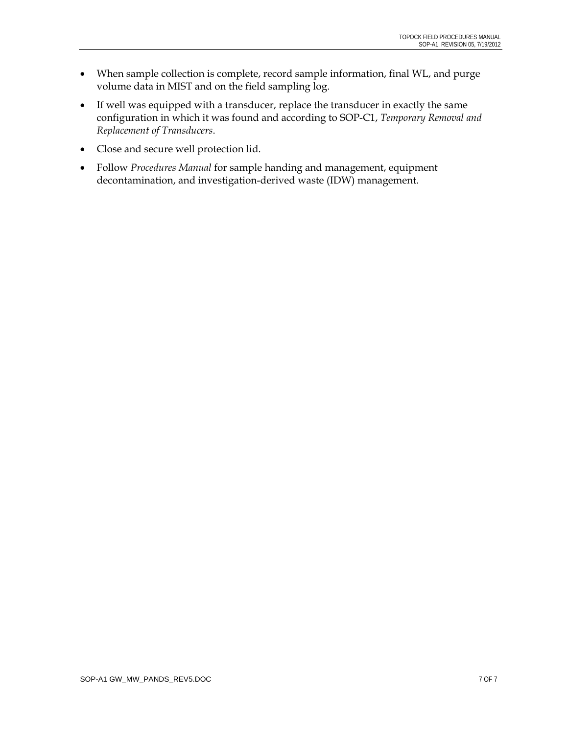- When sample collection is complete, record sample information, final WL, and purge volume data in MIST and on the field sampling log.
- If well was equipped with a transducer, replace the transducer in exactly the same configuration in which it was found and according to SOP-C1, *Temporary Removal and Replacement of Transducers*.
- Close and secure well protection lid.
- Follow *Procedures Manual* for sample handing and management, equipment decontamination, and investigation-derived waste (IDW) management.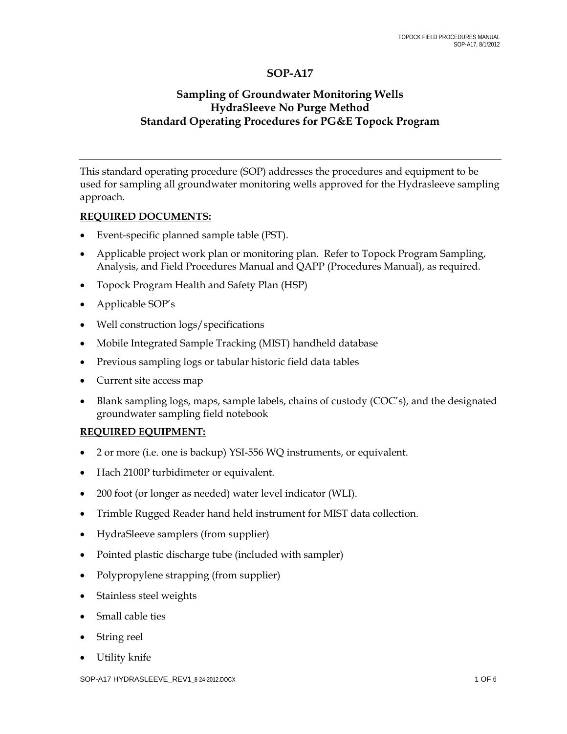# SOP-A17

## Sampling of Groundwater Monitoring Wells HydraSleeve No Purge Method Standard Operating Procedures for PG&E Topock Program

---

This standard operating procedure (SOP) addresses the procedures and equipment to be used for sampling all groundwater monitoring wells approved for the Hydrasleeve sampling approach.

**REQUIRED DOCUMENTS:**

- Event-specific planned sample table (PST).
- Applicable project work plan or monitoring plan. Refer to Topock Program Sampling, Analysis, and Field Procedures Manual and QAPP (Procedures Manual), as required.
- Topock Program Health and Safety Plan (HSP)
- Applicable SOP's
- Well construction logs/specifications
- Mobile Integrated Sample Tracking (MIST) handheld database
- Previous sampling logs or tabular historic field data tables
- Current site access map
- Blank sampling logs, maps, sample labels, chains of custody (COC's), and the designated groundwater sampling field notebook

**REQUIRED EQUIPMENT:**

- 2 or more (i.e. one is backup) YSI-556 WQ instruments, or equivalent.
- Hach 2100P turbidimeter or equivalent.
- 200 foot (or longer as needed) water level indicator (WLI).
- Trimble Rugged Reader hand held instrument for MIST data collection.
- HydraSleeve samplers (from supplier)
- Pointed plastic discharge tube (included with sampler)
- Polypropylene strapping (from supplier)
- Stainless steel weights
- Small cable ties
- String reel
- Utility knife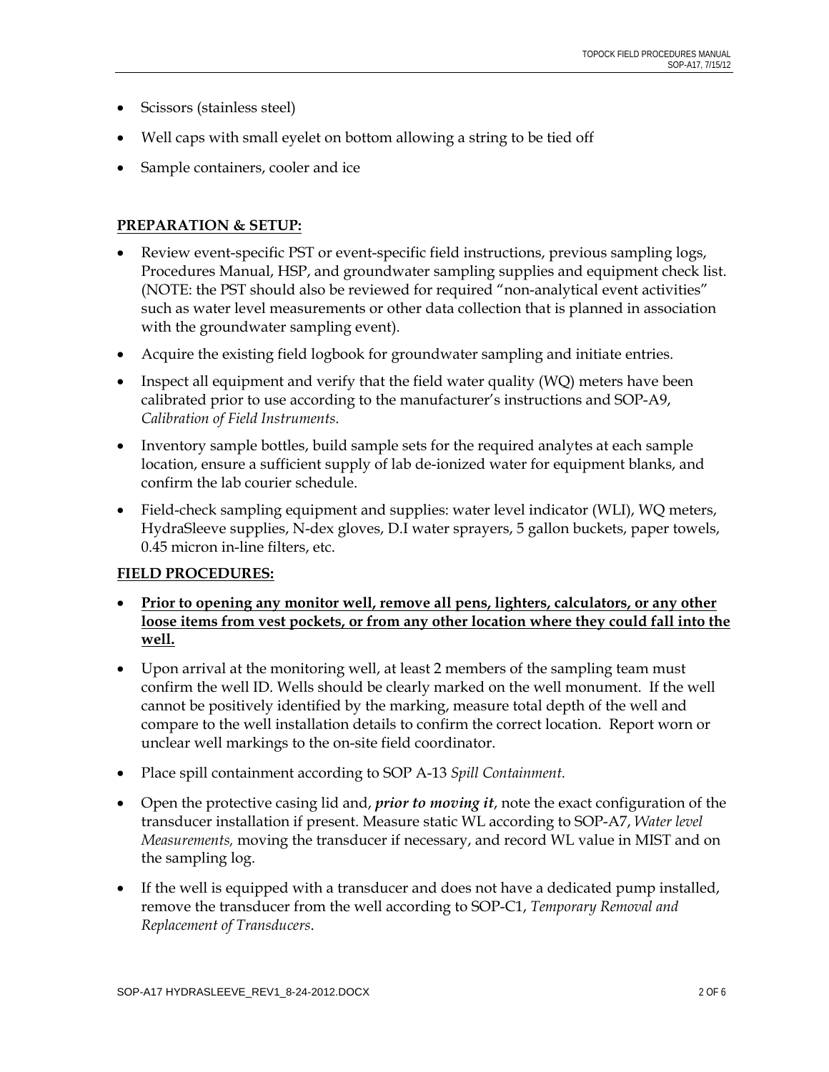- Scissors (stainless steel)
- Well caps with small eyelet on bottom allowing a string to be tied off
- Sample containers, cooler and ice

**PREPARATION & SETUP:**

- Review event-specific PST or event-specific field instructions, previous sampling logs, Procedures Manual, HSP, and groundwater sampling supplies and equipment check list. (NOTE: the PST should also be reviewed for required "non-analytical event activities" such as water level measurements or other data collection that is planned in association with the groundwater sampling event).
- Acquire the existing field logbook for groundwater sampling and initiate entries.
- Inspect all equipment and verify that the field water quality (WQ) meters have been calibrated prior to use according to the manufacturer's instructions and SOP-A9, *Calibration of Field Instruments*.
- Inventory sample bottles, build sample sets for the required analytes at each sample location, ensure a sufficient supply of lab de-ionized water for equipment blanks, and confirm the lab courier schedule.
- Field-check sampling equipment and supplies: water level indicator (WLI), WQ meters, HydraSleeve supplies, N-dex gloves, D.I water sprayers, 5 gallon buckets, paper towels, 0.45 micron in-line filters, etc.

**FIELD PROCEDURES:**

- **Prior to opening any monitor well, remove all pens, lighters, calculators, or any other loose items from vest pockets, or from any other location where they could fall into the well.**
- Upon arrival at the monitoring well, at least 2 members of the sampling team must confirm the well ID. Wells should be clearly marked on the well monument. If the well cannot be positively identified by the marking, measure total depth of the well and compare to the well installation details to confirm the correct location. Report worn or unclear well markings to the on-site field coordinator.
- Place spill containment according to SOP A-13 *Spill Containment.*
- Open the protective casing lid and, ***prior to moving it***, note the exact configuration of the transducer installation if present. Measure static WL according to SOP-A7, *Water level Measurements,* moving the transducer if necessary, and record WL value in MIST and on the sampling log.
- If the well is equipped with a transducer and does not have a dedicated pump installed, remove the transducer from the well according to SOP-C1, *Temporary Removal and Replacement of Transducers*.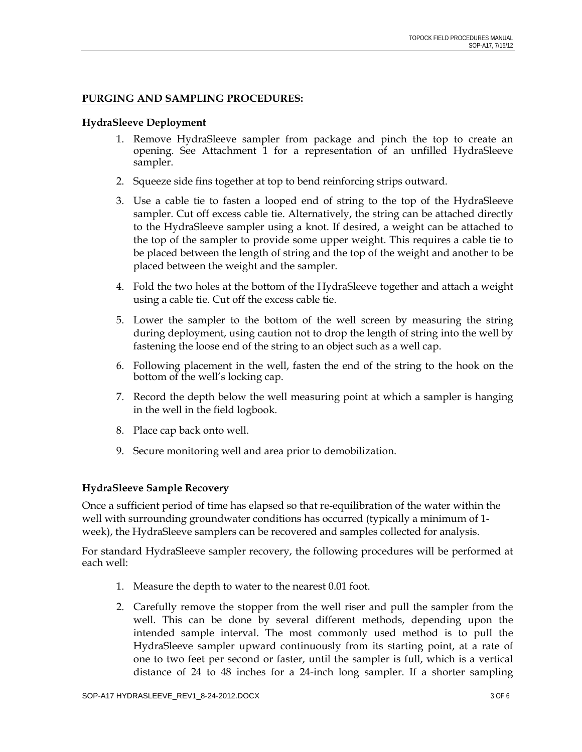## PURGING AND SAMPLING PROCEDURES:

### HydraSleeve Deployment

1. Remove HydraSleeve sampler from package and pinch the top to create an opening. See Attachment 1 for a representation of an unfilled HydraSleeve sampler.
2. Squeeze side fins together at top to bend reinforcing strips outward.
3. Use a cable tie to fasten a looped end of string to the top of the HydraSleeve sampler. Cut off excess cable tie. Alternatively, the string can be attached directly to the HydraSleeve sampler using a knot. If desired, a weight can be attached to the top of the sampler to provide some upper weight. This requires a cable tie to be placed between the length of string and the top of the weight and another to be placed between the weight and the sampler.
4. Fold the two holes at the bottom of the HydraSleeve together and attach a weight using a cable tie. Cut off the excess cable tie.
5. Lower the sampler to the bottom of the well screen by measuring the string during deployment, using caution not to drop the length of string into the well by fastening the loose end of the string to an object such as a well cap.
6. Following placement in the well, fasten the end of the string to the hook on the bottom of the well's locking cap.
7. Record the depth below the well measuring point at which a sampler is hanging in the well in the field logbook.
8. Place cap back onto well.
9. Secure monitoring well and area prior to demobilization.

### HydraSleeve Sample Recovery

Once a sufficient period of time has elapsed so that re-equilibration of the water within the well with surrounding groundwater conditions has occurred (typically a minimum of 1-week), the HydraSleeve samplers can be recovered and samples collected for analysis.

For standard HydraSleeve sampler recovery, the following procedures will be performed at each well:

1. Measure the depth to water to the nearest 0.01 foot.
2. Carefully remove the stopper from the well riser and pull the sampler from the well. This can be done by several different methods, depending upon the intended sample interval. The most commonly used method is to pull the HydraSleeve sampler upward continuously from its starting point, at a rate of one to two feet per second or faster, until the sampler is full, which is a vertical distance of 24 to 48 inches for a 24-inch long sampler. If a shorter sampling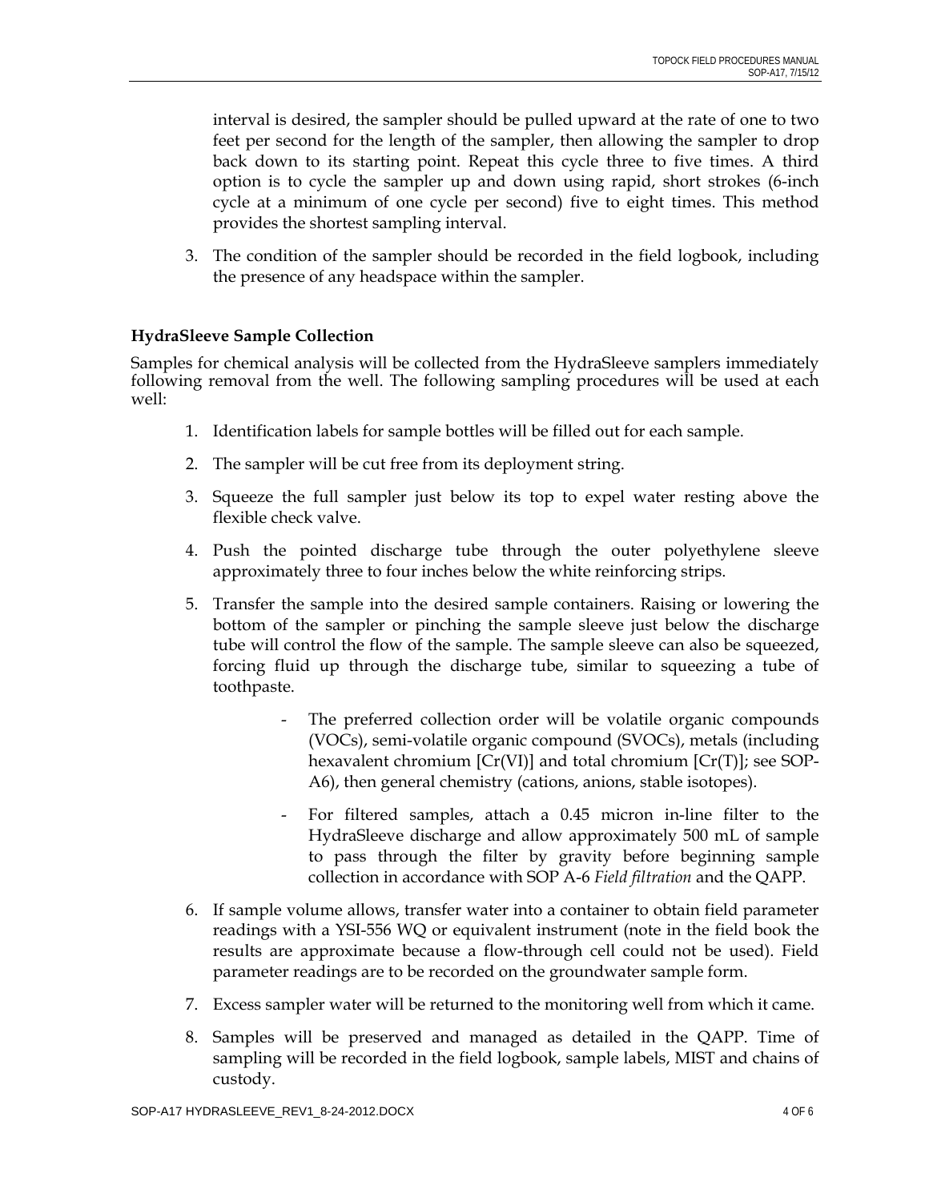interval is desired, the sampler should be pulled upward at the rate of one to two feet per second for the length of the sampler, then allowing the sampler to drop back down to its starting point. Repeat this cycle three to five times. A third option is to cycle the sampler up and down using rapid, short strokes (6-inch cycle at a minimum of one cycle per second) five to eight times. This method provides the shortest sampling interval.

3. The condition of the sampler should be recorded in the field logbook, including the presence of any headspace within the sampler.

**HydraSleeve Sample Collection**

Samples for chemical analysis will be collected from the HydraSleeve samplers immediately following removal from the well. The following sampling procedures will be used at each well:

1. Identification labels for sample bottles will be filled out for each sample.
2. The sampler will be cut free from its deployment string.
3. Squeeze the full sampler just below its top to expel water resting above the flexible check valve.
4. Push the pointed discharge tube through the outer polyethylene sleeve approximately three to four inches below the white reinforcing strips.
5. Transfer the sample into the desired sample containers. Raising or lowering the bottom of the sampler or pinching the sample sleeve just below the discharge tube will control the flow of the sample. The sample sleeve can also be squeezed, forcing fluid up through the discharge tube, similar to squeezing a tube of toothpaste.
    - The preferred collection order will be volatile organic compounds (VOCs), semi-volatile organic compound (SVOCs), metals (including hexavalent chromium [Cr(VI)] and total chromium [Cr(T)]; see SOP-A6), then general chemistry (cations, anions, stable isotopes).
    - For filtered samples, attach a 0.45 micron in-line filter to the HydraSleeve discharge and allow approximately 500 mL of sample to pass through the filter by gravity before beginning sample collection in accordance with SOP A-6 *Field filtration* and the QAPP.
6. If sample volume allows, transfer water into a container to obtain field parameter readings with a YSI-556 WQ or equivalent instrument (note in the field book the results are approximate because a flow-through cell could not be used). Field parameter readings are to be recorded on the groundwater sample form.
7. Excess sampler water will be returned to the monitoring well from which it came.
8. Samples will be preserved and managed as detailed in the QAPP. Time of sampling will be recorded in the field logbook, sample labels, MIST and chains of custody.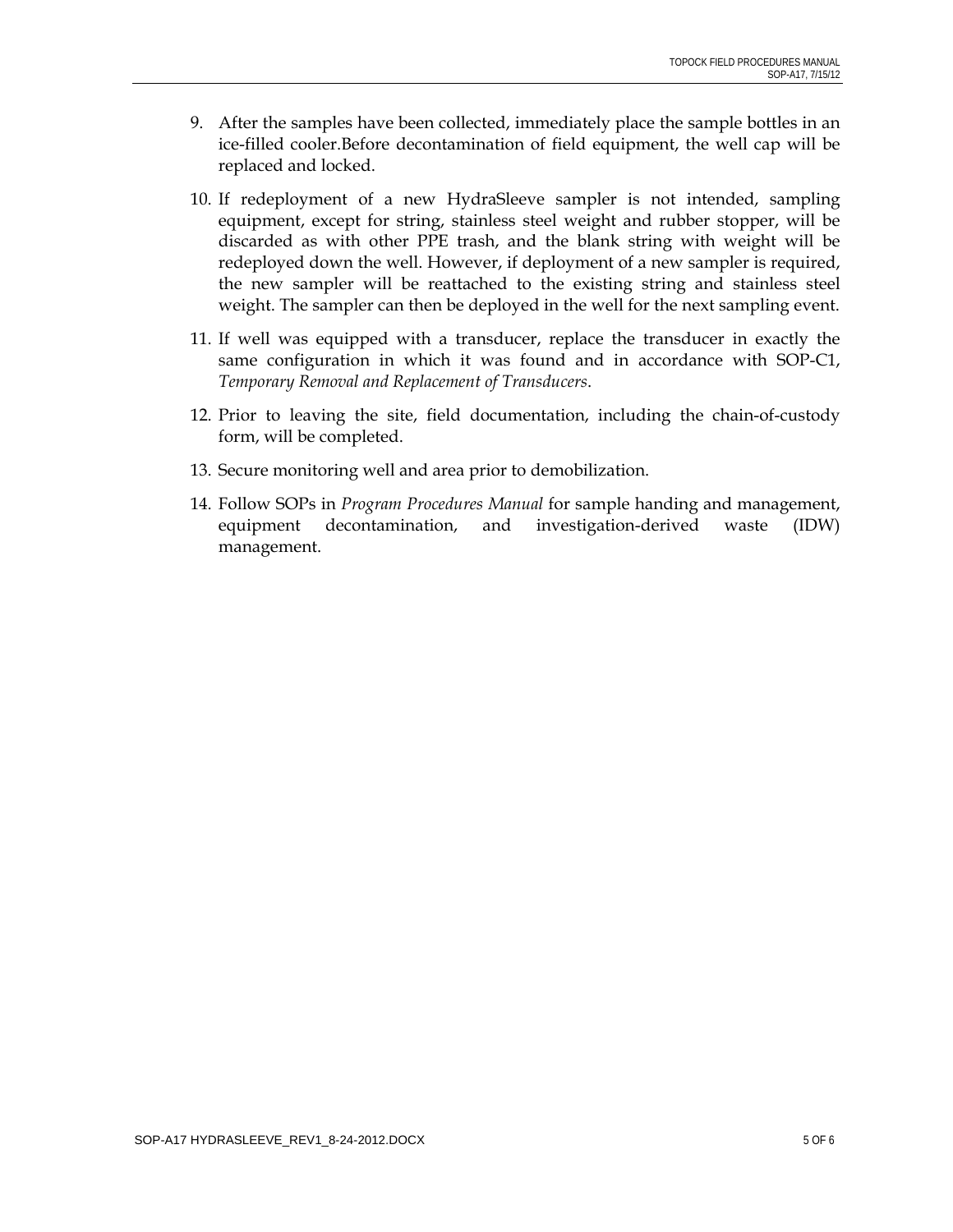9. After the samples have been collected, immediately place the sample bottles in an ice-filled cooler.Before decontamination of field equipment, the well cap will be replaced and locked.

10. If redeployment of a new HydraSleeve sampler is not intended, sampling equipment, except for string, stainless steel weight and rubber stopper, will be discarded as with other PPE trash, and the blank string with weight will be redeployed down the well. However, if deployment of a new sampler is required, the new sampler will be reattached to the existing string and stainless steel weight. The sampler can then be deployed in the well for the next sampling event.

11. If well was equipped with a transducer, replace the transducer in exactly the same configuration in which it was found and in accordance with SOP-C1, *Temporary Removal and Replacement of Transducers*.

12. Prior to leaving the site, field documentation, including the chain-of-custody form, will be completed.

13. Secure monitoring well and area prior to demobilization.

14. Follow SOPs in *Program Procedures Manual* for sample handing and management, equipment decontamination, and investigation-derived waste (IDW) management.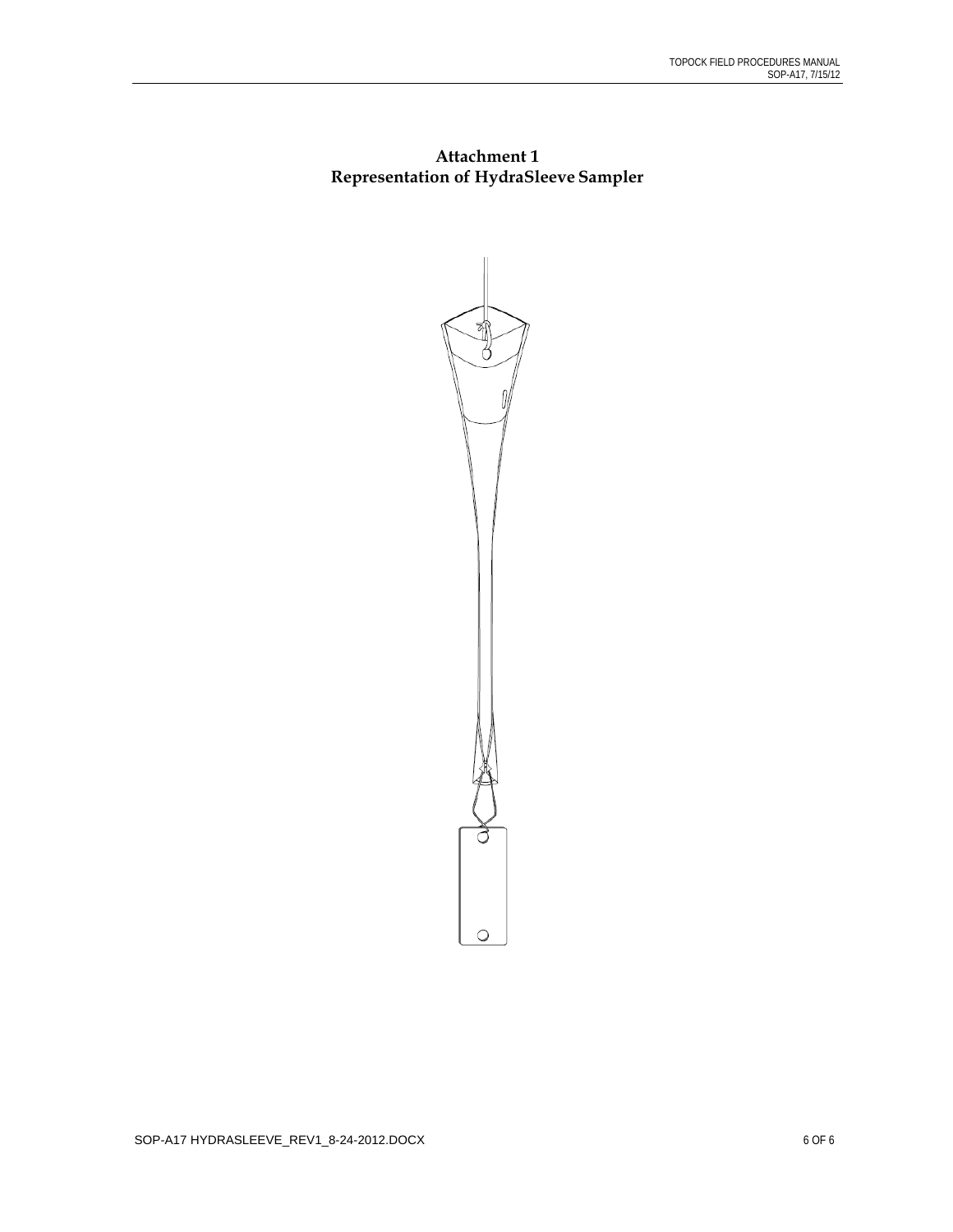**Attachment 1**
**Representation of HydraSleeve Sampler**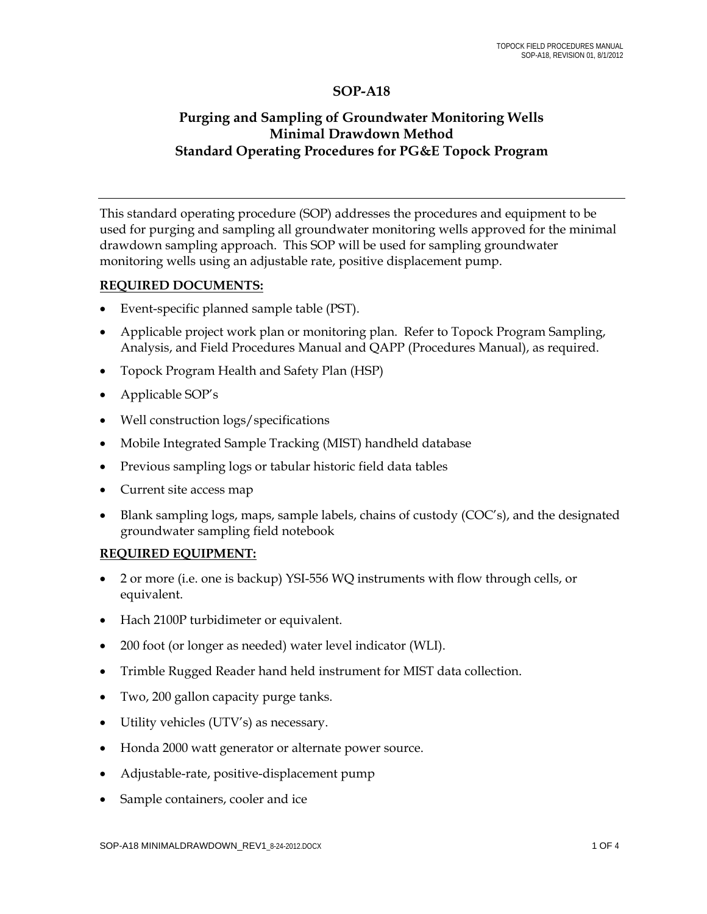# SOP-A18

## Purging and Sampling of Groundwater Monitoring Wells
## Minimal Drawdown Method
## Standard Operating Procedures for PG&E Topock Program

---

This standard operating procedure (SOP) addresses the procedures and equipment to be used for purging and sampling all groundwater monitoring wells approved for the minimal drawdown sampling approach. This SOP will be used for sampling groundwater monitoring wells using an adjustable rate, positive displacement pump.

**REQUIRED DOCUMENTS:**

- Event-specific planned sample table (PST).
- Applicable project work plan or monitoring plan. Refer to Topock Program Sampling, Analysis, and Field Procedures Manual and QAPP (Procedures Manual), as required.
- Topock Program Health and Safety Plan (HSP)
- Applicable SOP's
- Well construction logs/specifications
- Mobile Integrated Sample Tracking (MIST) handheld database
- Previous sampling logs or tabular historic field data tables
- Current site access map
- Blank sampling logs, maps, sample labels, chains of custody (COC's), and the designated groundwater sampling field notebook

**REQUIRED EQUIPMENT:**

- 2 or more (i.e. one is backup) YSI-556 WQ instruments with flow through cells, or equivalent.
- Hach 2100P turbidimeter or equivalent.
- 200 foot (or longer as needed) water level indicator (WLI).
- Trimble Rugged Reader hand held instrument for MIST data collection.
- Two, 200 gallon capacity purge tanks.
- Utility vehicles (UTV's) as necessary.
- Honda 2000 watt generator or alternate power source.
- Adjustable-rate, positive-displacement pump
- Sample containers, cooler and ice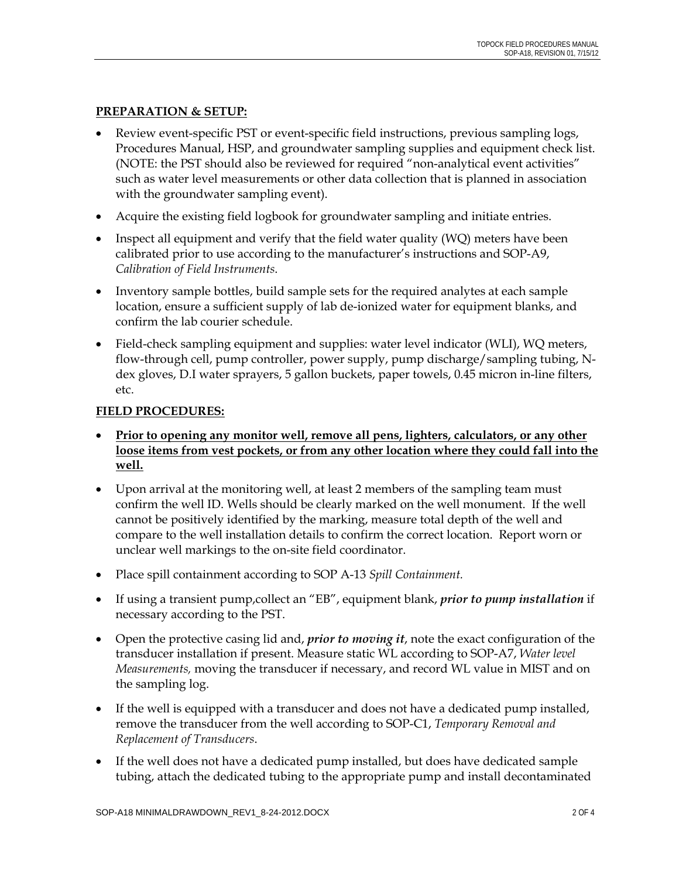**PREPARATION & SETUP:**

- Review event-specific PST or event-specific field instructions, previous sampling logs, Procedures Manual, HSP, and groundwater sampling supplies and equipment check list. (NOTE: the PST should also be reviewed for required "non-analytical event activities" such as water level measurements or other data collection that is planned in association with the groundwater sampling event).
- Acquire the existing field logbook for groundwater sampling and initiate entries.
- Inspect all equipment and verify that the field water quality (WQ) meters have been calibrated prior to use according to the manufacturer's instructions and SOP-A9, *Calibration of Field Instruments*.
- Inventory sample bottles, build sample sets for the required analytes at each sample location, ensure a sufficient supply of lab de-ionized water for equipment blanks, and confirm the lab courier schedule.
- Field-check sampling equipment and supplies: water level indicator (WLI), WQ meters, flow-through cell, pump controller, power supply, pump discharge/sampling tubing, N-dex gloves, D.I water sprayers, 5 gallon buckets, paper towels, 0.45 micron in-line filters, etc.

**FIELD PROCEDURES:**

- **Prior to opening any monitor well, remove all pens, lighters, calculators, or any other loose items from vest pockets, or from any other location where they could fall into the well.**
- Upon arrival at the monitoring well, at least 2 members of the sampling team must confirm the well ID. Wells should be clearly marked on the well monument. If the well cannot be positively identified by the marking, measure total depth of the well and compare to the well installation details to confirm the correct location. Report worn or unclear well markings to the on-site field coordinator.
- Place spill containment according to SOP A-13 *Spill Containment.*
- If using a transient pump,collect an "EB", equipment blank, ***prior to pump installation*** if necessary according to the PST.
- Open the protective casing lid and, ***prior to moving it***, note the exact configuration of the transducer installation if present. Measure static WL according to SOP-A7, *Water level Measurements,* moving the transducer if necessary, and record WL value in MIST and on the sampling log.
- If the well is equipped with a transducer and does not have a dedicated pump installed, remove the transducer from the well according to SOP-C1, *Temporary Removal and Replacement of Transducers*.
- If the well does not have a dedicated pump installed, but does have dedicated sample tubing, attach the dedicated tubing to the appropriate pump and install decontaminated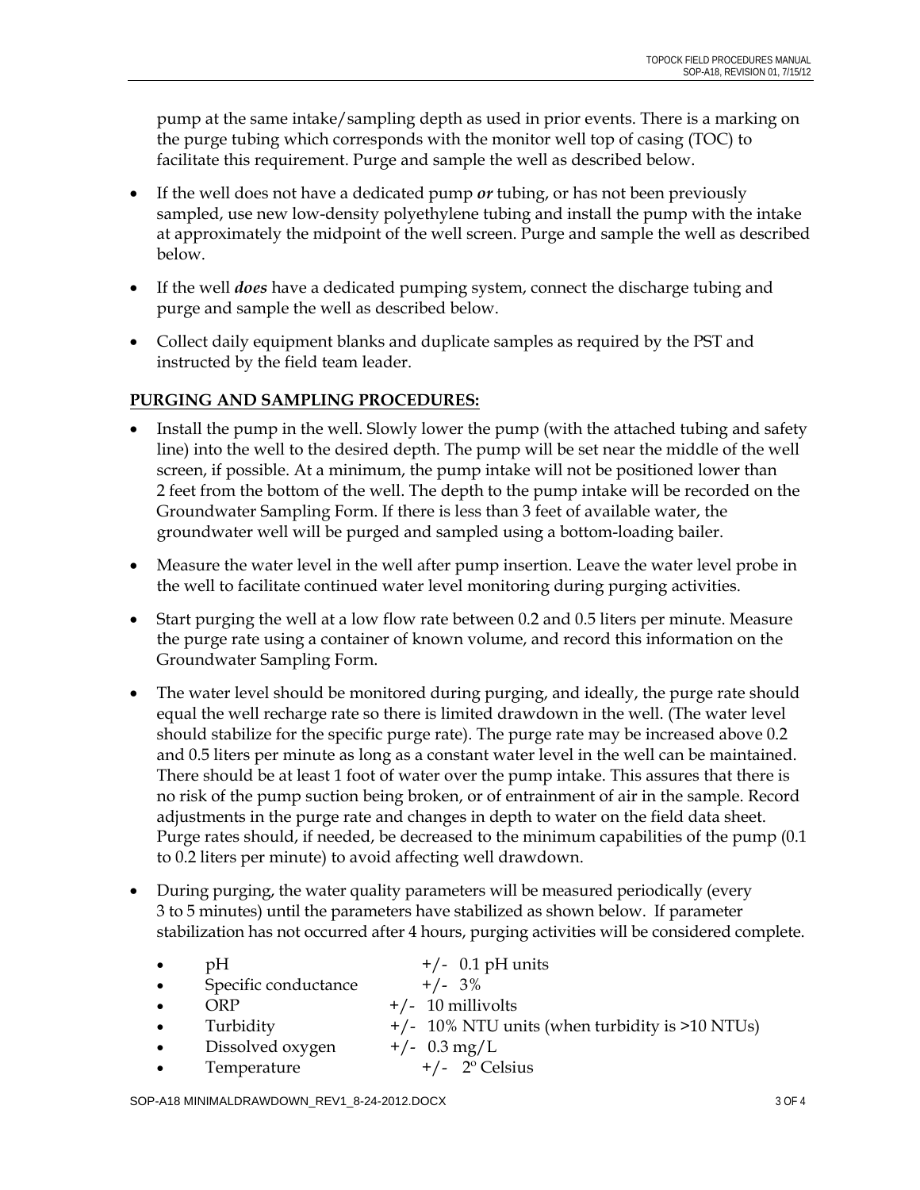pump at the same intake/sampling depth as used in prior events. There is a marking on the purge tubing which corresponds with the monitor well top of casing (TOC) to facilitate this requirement. Purge and sample the well as described below.

- If the well does not have a dedicated pump ***or*** tubing, or has not been previously sampled, use new low-density polyethylene tubing and install the pump with the intake at approximately the midpoint of the well screen. Purge and sample the well as described below.
- If the well ***does*** have a dedicated pumping system, connect the discharge tubing and purge and sample the well as described below.
- Collect daily equipment blanks and duplicate samples as required by the PST and instructed by the field team leader.

**PURGING AND SAMPLING PROCEDURES:**

- Install the pump in the well. Slowly lower the pump (with the attached tubing and safety line) into the well to the desired depth. The pump will be set near the middle of the well screen, if possible. At a minimum, the pump intake will not be positioned lower than 2 feet from the bottom of the well. The depth to the pump intake will be recorded on the Groundwater Sampling Form. If there is less than 3 feet of available water, the groundwater well will be purged and sampled using a bottom-loading bailer.
- Measure the water level in the well after pump insertion. Leave the water level probe in the well to facilitate continued water level monitoring during purging activities.
- Start purging the well at a low flow rate between 0.2 and 0.5 liters per minute. Measure the purge rate using a container of known volume, and record this information on the Groundwater Sampling Form.
- The water level should be monitored during purging, and ideally, the purge rate should equal the well recharge rate so there is limited drawdown in the well. (The water level should stabilize for the specific purge rate). The purge rate may be increased above 0.2 and 0.5 liters per minute as long as a constant water level in the well can be maintained. There should be at least 1 foot of water over the pump intake. This assures that there is no risk of the pump suction being broken, or of entrainment of air in the sample. Record adjustments in the purge rate and changes in depth to water on the field data sheet. Purge rates should, if needed, be decreased to the minimum capabilities of the pump (0.1 to 0.2 liters per minute) to avoid affecting well drawdown.
- During purging, the water quality parameters will be measured periodically (every 3 to 5 minutes) until the parameters have stabilized as shown below. If parameter stabilization has not occurred after 4 hours, purging activities will be considered complete.
  - pH +/- 0.1 pH units
  - Specific conductance +/- 3%
  - ORP +/- 10 millivolts
  - Turbidity +/- 10% NTU units (when turbidity is >10 NTUs)
  - Dissolved oxygen +/- 0.3 mg/L
  - Temperature +/- 2º Celsius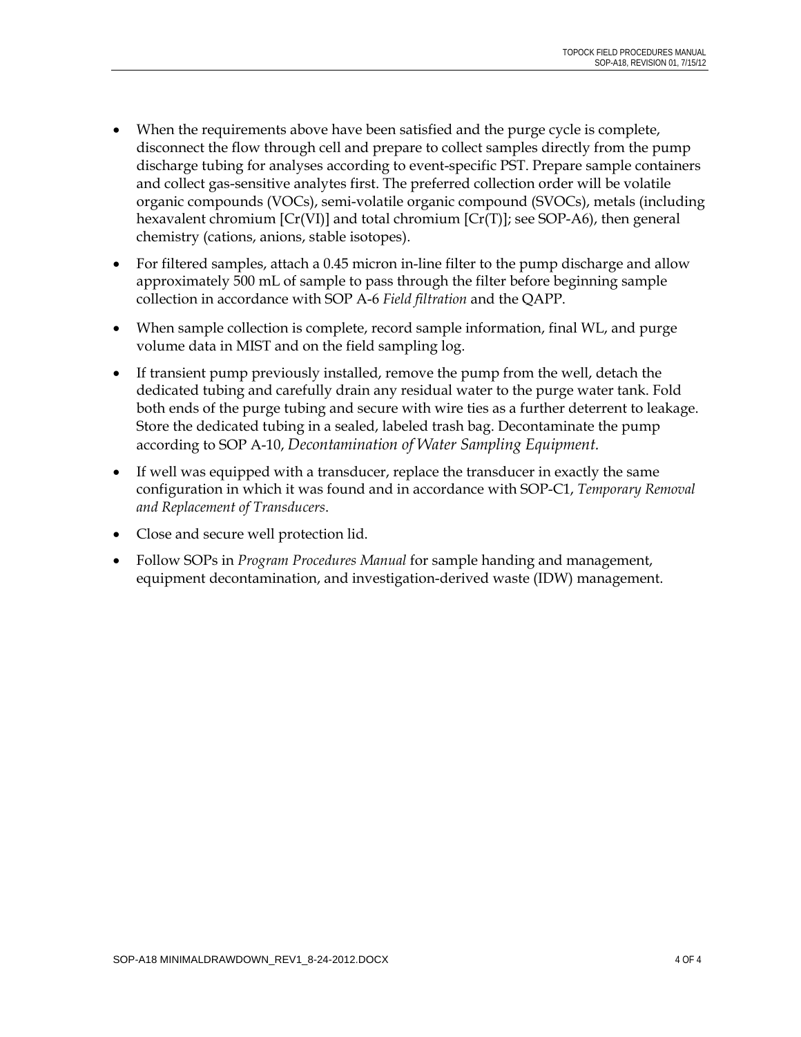- When the requirements above have been satisfied and the purge cycle is complete, disconnect the flow through cell and prepare to collect samples directly from the pump discharge tubing for analyses according to event-specific PST. Prepare sample containers and collect gas-sensitive analytes first. The preferred collection order will be volatile organic compounds (VOCs), semi-volatile organic compound (SVOCs), metals (including hexavalent chromium [Cr(VI)] and total chromium [Cr(T)]; see SOP-A6), then general chemistry (cations, anions, stable isotopes).
- For filtered samples, attach a 0.45 micron in-line filter to the pump discharge and allow approximately 500 mL of sample to pass through the filter before beginning sample collection in accordance with SOP A-6 *Field filtration* and the QAPP.
- When sample collection is complete, record sample information, final WL, and purge volume data in MIST and on the field sampling log.
- If transient pump previously installed, remove the pump from the well, detach the dedicated tubing and carefully drain any residual water to the purge water tank. Fold both ends of the purge tubing and secure with wire ties as a further deterrent to leakage. Store the dedicated tubing in a sealed, labeled trash bag. Decontaminate the pump according to SOP A-10, *Decontamination of Water Sampling Equipment*.
- If well was equipped with a transducer, replace the transducer in exactly the same configuration in which it was found and in accordance with SOP-C1, *Temporary Removal and Replacement of Transducers*.
- Close and secure well protection lid.
- Follow SOPs in *Program Procedures Manual* for sample handing and management, equipment decontamination, and investigation-derived waste (IDW) management.